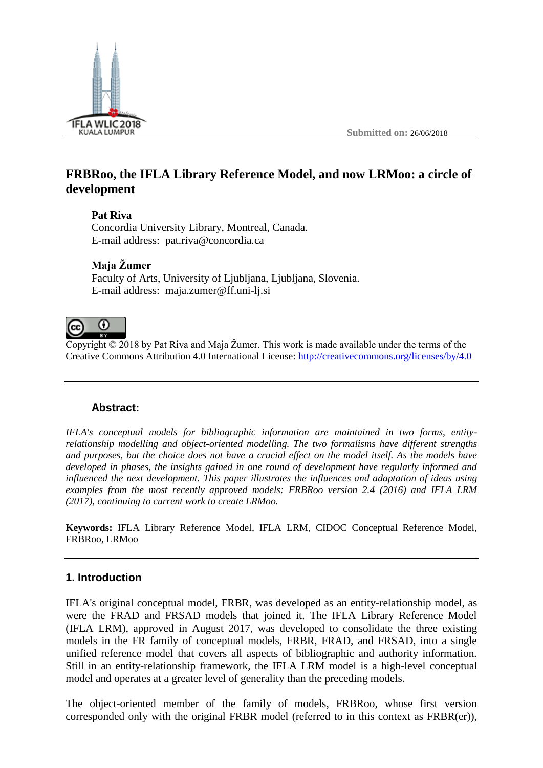Submitted on: 26/06/2018

# FRBRoo, the IFLA Library Reference Model, and now LRMoo: a circle of development

**Pat Riva**
Concordia University Library, Montreal, Canada.
E-mail address: pat.riva@concordia.ca

**Maja Žumer**
Faculty of Arts, University of Ljubljana, Ljubljana, Slovenia.
E-mail address: maja.zumer@ff.uni-lj.si

Copyright © 2018 by Pat Riva and Maja Žumer. This work is made available under the terms of the Creative Commons Attribution 4.0 International License: http://creativecommons.org/licenses/by/4.0

---

**Abstract:**

*IFLA's conceptual models for bibliographic information are maintained in two forms, entity-relationship modelling and object-oriented modelling. The two formalisms have different strengths and purposes, but the choice does not have a crucial effect on the model itself. As the models have developed in phases, the insights gained in one round of development have regularly informed and influenced the next development. This paper illustrates the influences and adaptation of ideas using examples from the most recently approved models: FRBRoo version 2.4 (2016) and IFLA LRM (2017), continuing to current work to create LRMoo.*

**Keywords:** IFLA Library Reference Model, IFLA LRM, CIDOC Conceptual Reference Model, FRBRoo, LRMoo

---

## 1. Introduction

IFLA's original conceptual model, FRBR, was developed as an entity-relationship model, as were the FRAD and FRSAD models that joined it. The IFLA Library Reference Model (IFLA LRM), approved in August 2017, was developed to consolidate the three existing models in the FR family of conceptual models, FRBR, FRAD, and FRSAD, into a single unified reference model that covers all aspects of bibliographic and authority information. Still in an entity-relationship framework, the IFLA LRM model is a high-level conceptual model and operates at a greater level of generality than the preceding models.

The object-oriented member of the family of models, FRBRoo, whose first version corresponded only with the original FRBR model (referred to in this context as FRBR(er)),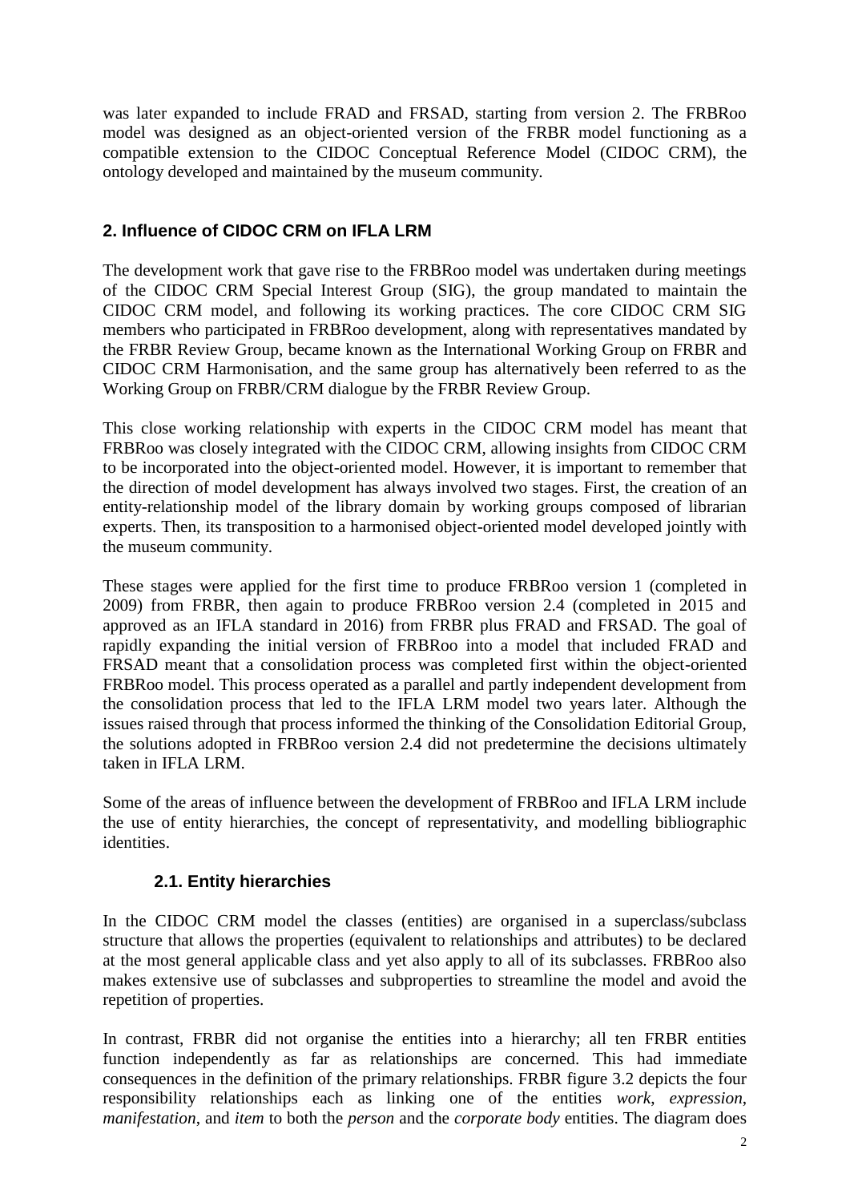was later expanded to include FRAD and FRSAD, starting from version 2. The FRBRoo model was designed as an object-oriented version of the FRBR model functioning as a compatible extension to the CIDOC Conceptual Reference Model (CIDOC CRM), the ontology developed and maintained by the museum community.

## 2. Influence of CIDOC CRM on IFLA LRM

The development work that gave rise to the FRBRoo model was undertaken during meetings of the CIDOC CRM Special Interest Group (SIG), the group mandated to maintain the CIDOC CRM model, and following its working practices. The core CIDOC CRM SIG members who participated in FRBRoo development, along with representatives mandated by the FRBR Review Group, became known as the International Working Group on FRBR and CIDOC CRM Harmonisation, and the same group has alternatively been referred to as the Working Group on FRBR/CRM dialogue by the FRBR Review Group.

This close working relationship with experts in the CIDOC CRM model has meant that FRBRoo was closely integrated with the CIDOC CRM, allowing insights from CIDOC CRM to be incorporated into the object-oriented model. However, it is important to remember that the direction of model development has always involved two stages. First, the creation of an entity-relationship model of the library domain by working groups composed of librarian experts. Then, its transposition to a harmonised object-oriented model developed jointly with the museum community.

These stages were applied for the first time to produce FRBRoo version 1 (completed in 2009) from FRBR, then again to produce FRBRoo version 2.4 (completed in 2015 and approved as an IFLA standard in 2016) from FRBR plus FRAD and FRSAD. The goal of rapidly expanding the initial version of FRBRoo into a model that included FRAD and FRSAD meant that a consolidation process was completed first within the object-oriented FRBRoo model. This process operated as a parallel and partly independent development from the consolidation process that led to the IFLA LRM model two years later. Although the issues raised through that process informed the thinking of the Consolidation Editorial Group, the solutions adopted in FRBRoo version 2.4 did not predetermine the decisions ultimately taken in IFLA LRM.

Some of the areas of influence between the development of FRBRoo and IFLA LRM include the use of entity hierarchies, the concept of representativity, and modelling bibliographic identities.

### 2.1. Entity hierarchies

In the CIDOC CRM model the classes (entities) are organised in a superclass/subclass structure that allows the properties (equivalent to relationships and attributes) to be declared at the most general applicable class and yet also apply to all of its subclasses. FRBRoo also makes extensive use of subclasses and subproperties to streamline the model and avoid the repetition of properties.

In contrast, FRBR did not organise the entities into a hierarchy; all ten FRBR entities function independently as far as relationships are concerned. This had immediate consequences in the definition of the primary relationships. FRBR figure 3.2 depicts the four responsibility relationships each as linking one of the entities *work*, *expression*, *manifestation*, and *item* to both the *person* and the *corporate body* entities. The diagram does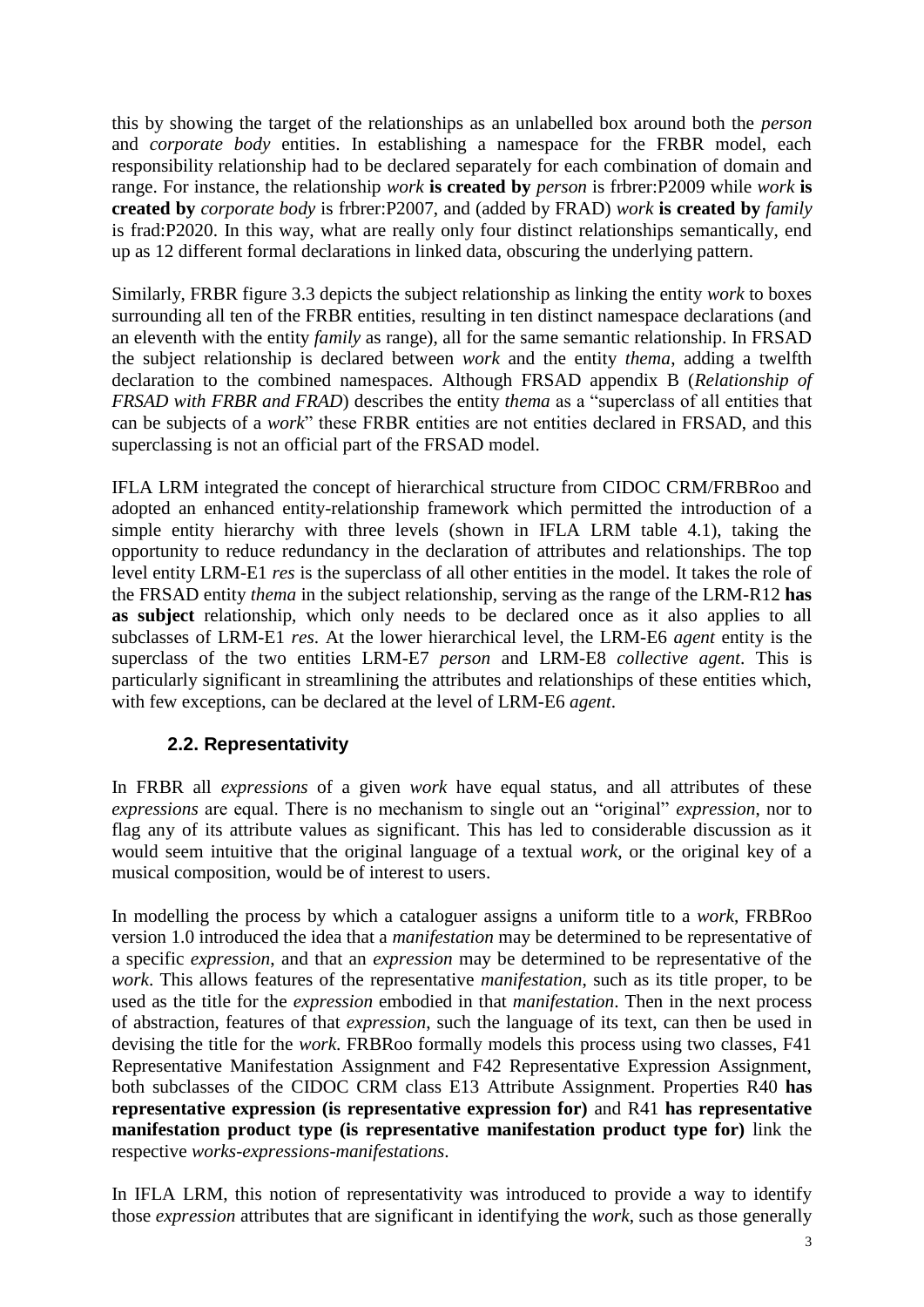this by showing the target of the relationships as an unlabelled box around both the *person* and *corporate body* entities. In establishing a namespace for the FRBR model, each responsibility relationship had to be declared separately for each combination of domain and range. For instance, the relationship *work* **is created by** *person* is frbrer:P2009 while *work* **is created by** *corporate body* is frbrer:P2007, and (added by FRAD) *work* **is created by** *family* is frad:P2020. In this way, what are really only four distinct relationships semantically, end up as 12 different formal declarations in linked data, obscuring the underlying pattern.

Similarly, FRBR figure 3.3 depicts the subject relationship as linking the entity *work* to boxes surrounding all ten of the FRBR entities, resulting in ten distinct namespace declarations (and an eleventh with the entity *family* as range), all for the same semantic relationship. In FRSAD the subject relationship is declared between *work* and the entity *thema*, adding a twelfth declaration to the combined namespaces. Although FRSAD appendix B (*Relationship of FRSAD with FRBR and FRAD*) describes the entity *thema* as a "superclass of all entities that can be subjects of a *work*" these FRBR entities are not entities declared in FRSAD, and this superclassing is not an official part of the FRSAD model.

IFLA LRM integrated the concept of hierarchical structure from CIDOC CRM/FRBRoo and adopted an enhanced entity-relationship framework which permitted the introduction of a simple entity hierarchy with three levels (shown in IFLA LRM table 4.1), taking the opportunity to reduce redundancy in the declaration of attributes and relationships. The top level entity LRM-E1 *res* is the superclass of all other entities in the model. It takes the role of the FRSAD entity *thema* in the subject relationship, serving as the range of the LRM-R12 **has as subject** relationship, which only needs to be declared once as it also applies to all subclasses of LRM-E1 *res*. At the lower hierarchical level, the LRM-E6 *agent* entity is the superclass of the two entities LRM-E7 *person* and LRM-E8 *collective agent*. This is particularly significant in streamlining the attributes and relationships of these entities which, with few exceptions, can be declared at the level of LRM-E6 *agent*.

## 2.2. Representativity

In FRBR all *expressions* of a given *work* have equal status, and all attributes of these *expressions* are equal. There is no mechanism to single out an "original" *expression*, nor to flag any of its attribute values as significant. This has led to considerable discussion as it would seem intuitive that the original language of a textual *work*, or the original key of a musical composition, would be of interest to users.

In modelling the process by which a cataloguer assigns a uniform title to a *work*, FRBRoo version 1.0 introduced the idea that a *manifestation* may be determined to be representative of a specific *expression*, and that an *expression* may be determined to be representative of the *work*. This allows features of the representative *manifestation*, such as its title proper, to be used as the title for the *expression* embodied in that *manifestation*. Then in the next process of abstraction, features of that *expression*, such the language of its text, can then be used in devising the title for the *work*. FRBRoo formally models this process using two classes, F41 Representative Manifestation Assignment and F42 Representative Expression Assignment, both subclasses of the CIDOC CRM class E13 Attribute Assignment. Properties R40 **has representative expression (is representative expression for)** and R41 **has representative manifestation product type (is representative manifestation product type for)** link the respective *works-expressions-manifestations*.

In IFLA LRM, this notion of representativity was introduced to provide a way to identify those *expression* attributes that are significant in identifying the *work*, such as those generally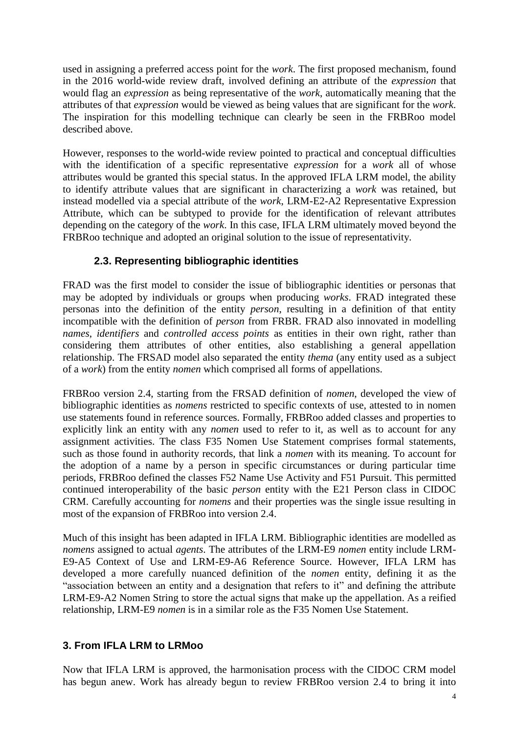used in assigning a preferred access point for the *work*. The first proposed mechanism, found in the 2016 world-wide review draft, involved defining an attribute of the *expression* that would flag an *expression* as being representative of the *work*, automatically meaning that the attributes of that *expression* would be viewed as being values that are significant for the *work*. The inspiration for this modelling technique can clearly be seen in the FRBRoo model described above.

However, responses to the world-wide review pointed to practical and conceptual difficulties with the identification of a specific representative *expression* for a *work* all of whose attributes would be granted this special status. In the approved IFLA LRM model, the ability to identify attribute values that are significant in characterizing a *work* was retained, but instead modelled via a special attribute of the *work*, LRM-E2-A2 Representative Expression Attribute, which can be subtyped to provide for the identification of relevant attributes depending on the category of the *work*. In this case, IFLA LRM ultimately moved beyond the FRBRoo technique and adopted an original solution to the issue of representativity.

### 2.3. Representing bibliographic identities

FRAD was the first model to consider the issue of bibliographic identities or personas that may be adopted by individuals or groups when producing *works*. FRAD integrated these personas into the definition of the entity *person*, resulting in a definition of that entity incompatible with the definition of *person* from FRBR. FRAD also innovated in modelling *names*, *identifiers* and *controlled access points* as entities in their own right, rather than considering them attributes of other entities, also establishing a general appellation relationship. The FRSAD model also separated the entity *thema* (any entity used as a subject of a *work*) from the entity *nomen* which comprised all forms of appellations.

FRBRoo version 2.4, starting from the FRSAD definition of *nomen*, developed the view of bibliographic identities as *nomens* restricted to specific contexts of use, attested to in nomen use statements found in reference sources. Formally, FRBRoo added classes and properties to explicitly link an entity with any *nomen* used to refer to it, as well as to account for any assignment activities. The class F35 Nomen Use Statement comprises formal statements, such as those found in authority records, that link a *nomen* with its meaning. To account for the adoption of a name by a person in specific circumstances or during particular time periods, FRBRoo defined the classes F52 Name Use Activity and F51 Pursuit. This permitted continued interoperability of the basic *person* entity with the E21 Person class in CIDOC CRM. Carefully accounting for *nomens* and their properties was the single issue resulting in most of the expansion of FRBRoo into version 2.4.

Much of this insight has been adapted in IFLA LRM. Bibliographic identities are modelled as *nomens* assigned to actual *agents*. The attributes of the LRM-E9 *nomen* entity include LRM-E9-A5 Context of Use and LRM-E9-A6 Reference Source. However, IFLA LRM has developed a more carefully nuanced definition of the *nomen* entity, defining it as the "association between an entity and a designation that refers to it" and defining the attribute LRM-E9-A2 Nomen String to store the actual signs that make up the appellation. As a reified relationship, LRM-E9 *nomen* is in a similar role as the F35 Nomen Use Statement.

## 3. From IFLA LRM to LRMoo

Now that IFLA LRM is approved, the harmonisation process with the CIDOC CRM model has begun anew. Work has already begun to review FRBRoo version 2.4 to bring it into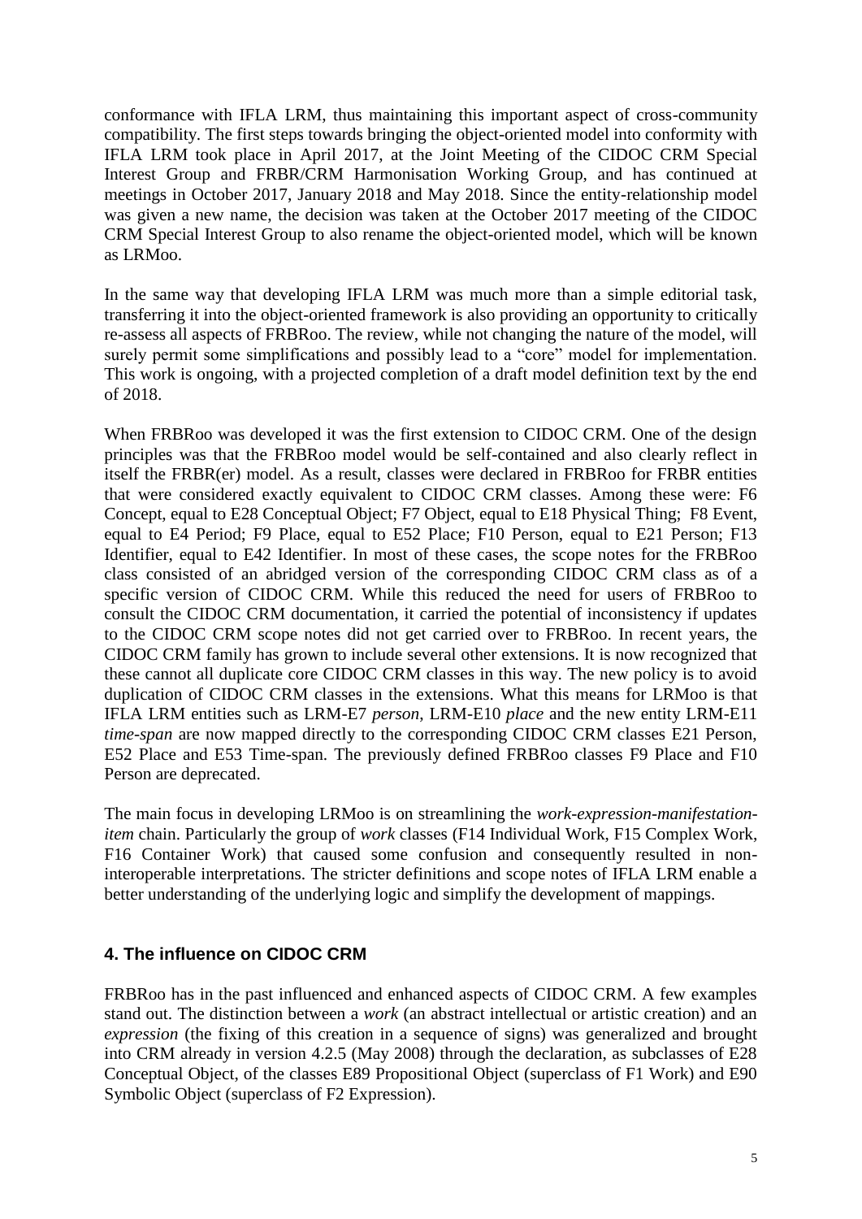conformance with IFLA LRM, thus maintaining this important aspect of cross-community compatibility. The first steps towards bringing the object-oriented model into conformity with IFLA LRM took place in April 2017, at the Joint Meeting of the CIDOC CRM Special Interest Group and FRBR/CRM Harmonisation Working Group, and has continued at meetings in October 2017, January 2018 and May 2018. Since the entity-relationship model was given a new name, the decision was taken at the October 2017 meeting of the CIDOC CRM Special Interest Group to also rename the object-oriented model, which will be known as LRMoo.

In the same way that developing IFLA LRM was much more than a simple editorial task, transferring it into the object-oriented framework is also providing an opportunity to critically re-assess all aspects of FRBRoo. The review, while not changing the nature of the model, will surely permit some simplifications and possibly lead to a "core" model for implementation. This work is ongoing, with a projected completion of a draft model definition text by the end of 2018.

When FRBRoo was developed it was the first extension to CIDOC CRM. One of the design principles was that the FRBRoo model would be self-contained and also clearly reflect in itself the FRBR(er) model. As a result, classes were declared in FRBRoo for FRBR entities that were considered exactly equivalent to CIDOC CRM classes. Among these were: F6 Concept, equal to E28 Conceptual Object; F7 Object, equal to E18 Physical Thing; F8 Event, equal to E4 Period; F9 Place, equal to E52 Place; F10 Person, equal to E21 Person; F13 Identifier, equal to E42 Identifier. In most of these cases, the scope notes for the FRBRoo class consisted of an abridged version of the corresponding CIDOC CRM class as of a specific version of CIDOC CRM. While this reduced the need for users of FRBRoo to consult the CIDOC CRM documentation, it carried the potential of inconsistency if updates to the CIDOC CRM scope notes did not get carried over to FRBRoo. In recent years, the CIDOC CRM family has grown to include several other extensions. It is now recognized that these cannot all duplicate core CIDOC CRM classes in this way. The new policy is to avoid duplication of CIDOC CRM classes in the extensions. What this means for LRMoo is that IFLA LRM entities such as LRM-E7 *person*, LRM-E10 *place* and the new entity LRM-E11 *time-span* are now mapped directly to the corresponding CIDOC CRM classes E21 Person, E52 Place and E53 Time-span. The previously defined FRBRoo classes F9 Place and F10 Person are deprecated.

The main focus in developing LRMoo is on streamlining the *work-expression-manifestation-item* chain. Particularly the group of *work* classes (F14 Individual Work, F15 Complex Work, F16 Container Work) that caused some confusion and consequently resulted in non-interoperable interpretations. The stricter definitions and scope notes of IFLA LRM enable a better understanding of the underlying logic and simplify the development of mappings.

## 4. The influence on CIDOC CRM

FRBRoo has in the past influenced and enhanced aspects of CIDOC CRM. A few examples stand out. The distinction between a *work* (an abstract intellectual or artistic creation) and an *expression* (the fixing of this creation in a sequence of signs) was generalized and brought into CRM already in version 4.2.5 (May 2008) through the declaration, as subclasses of E28 Conceptual Object, of the classes E89 Propositional Object (superclass of F1 Work) and E90 Symbolic Object (superclass of F2 Expression).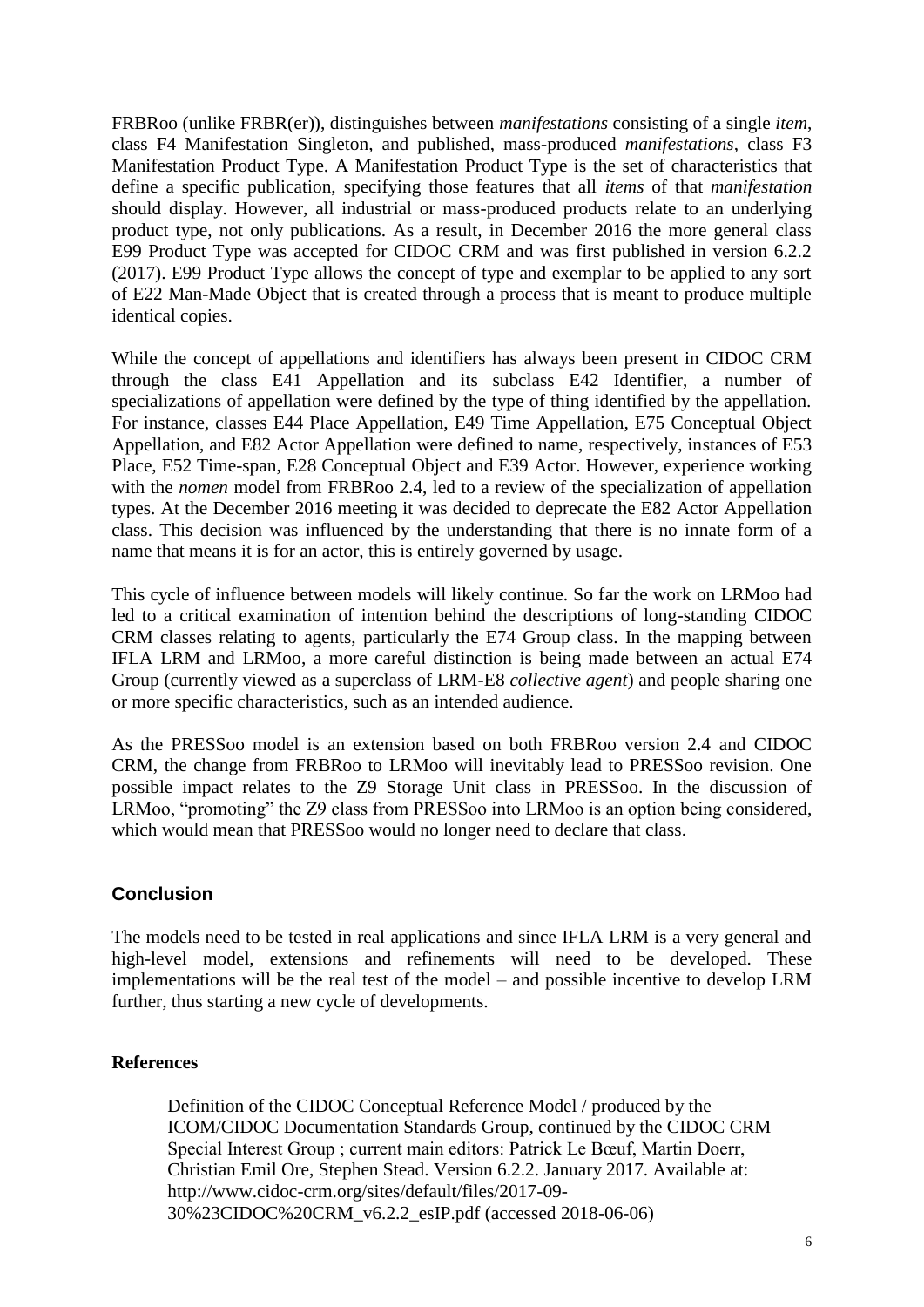FRBRoo (unlike FRBR(er)), distinguishes between *manifestations* consisting of a single *item*, class F4 Manifestation Singleton, and published, mass-produced *manifestations*, class F3 Manifestation Product Type. A Manifestation Product Type is the set of characteristics that define a specific publication, specifying those features that all *items* of that *manifestation* should display. However, all industrial or mass-produced products relate to an underlying product type, not only publications. As a result, in December 2016 the more general class E99 Product Type was accepted for CIDOC CRM and was first published in version 6.2.2 (2017). E99 Product Type allows the concept of type and exemplar to be applied to any sort of E22 Man-Made Object that is created through a process that is meant to produce multiple identical copies.

While the concept of appellations and identifiers has always been present in CIDOC CRM through the class E41 Appellation and its subclass E42 Identifier, a number of specializations of appellation were defined by the type of thing identified by the appellation. For instance, classes E44 Place Appellation, E49 Time Appellation, E75 Conceptual Object Appellation, and E82 Actor Appellation were defined to name, respectively, instances of E53 Place, E52 Time-span, E28 Conceptual Object and E39 Actor. However, experience working with the *nomen* model from FRBRoo 2.4, led to a review of the specialization of appellation types. At the December 2016 meeting it was decided to deprecate the E82 Actor Appellation class. This decision was influenced by the understanding that there is no innate form of a name that means it is for an actor, this is entirely governed by usage.

This cycle of influence between models will likely continue. So far the work on LRMoo had led to a critical examination of intention behind the descriptions of long-standing CIDOC CRM classes relating to agents, particularly the E74 Group class. In the mapping between IFLA LRM and LRMoo, a more careful distinction is being made between an actual E74 Group (currently viewed as a superclass of LRM-E8 *collective agent*) and people sharing one or more specific characteristics, such as an intended audience.

As the PRESSoo model is an extension based on both FRBRoo version 2.4 and CIDOC CRM, the change from FRBRoo to LRMoo will inevitably lead to PRESSoo revision. One possible impact relates to the Z9 Storage Unit class in PRESSoo. In the discussion of LRMoo, "promoting" the Z9 class from PRESSoo into LRMoo is an option being considered, which would mean that PRESSoo would no longer need to declare that class.

## Conclusion

The models need to be tested in real applications and since IFLA LRM is a very general and high-level model, extensions and refinements will need to be developed. These implementations will be the real test of the model – and possible incentive to develop LRM further, thus starting a new cycle of developments.

### References

Definition of the CIDOC Conceptual Reference Model / produced by the ICOM/CIDOC Documentation Standards Group, continued by the CIDOC CRM Special Interest Group ; current main editors: Patrick Le Bœuf, Martin Doerr, Christian Emil Ore, Stephen Stead. Version 6.2.2. January 2017. Available at: http://www.cidoc-crm.org/sites/default/files/2017-09-30%23CIDOC%20CRM_v6.2.2_esIP.pdf (accessed 2018-06-06)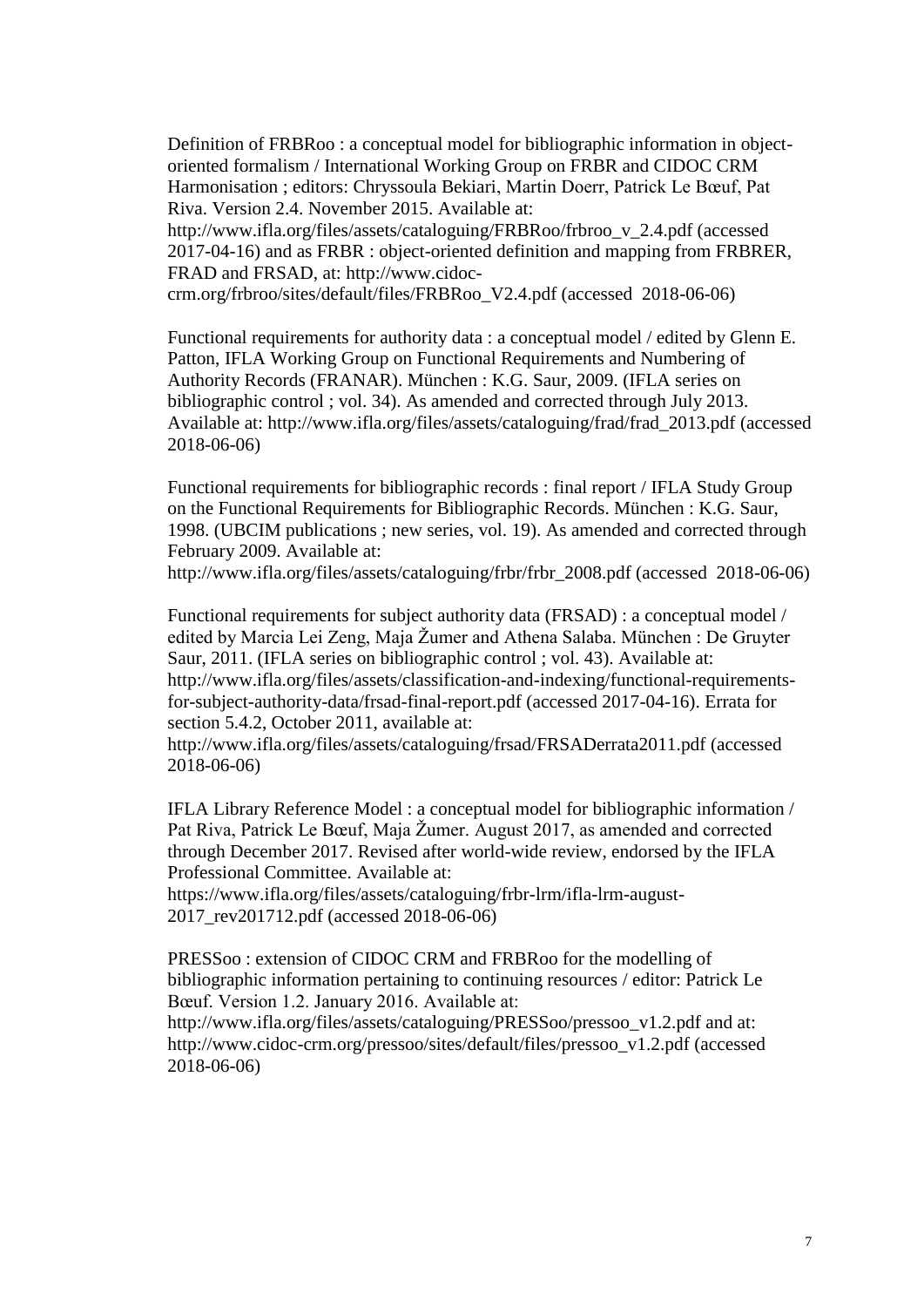Definition of FRBRoo : a conceptual model for bibliographic information in object-oriented formalism / International Working Group on FRBR and CIDOC CRM Harmonisation ; editors: Chryssoula Bekiari, Martin Doerr, Patrick Le Bœuf, Pat Riva. Version 2.4. November 2015. Available at: http://www.ifla.org/files/assets/cataloguing/FRBRoo/frbroo_v_2.4.pdf (accessed 2017-04-16) and as FRBR : object-oriented definition and mapping from FRBRER, FRAD and FRSAD, at: http://www.cidoc-crm.org/frbroo/sites/default/files/FRBRoo_V2.4.pdf (accessed 2018-06-06)

Functional requirements for authority data : a conceptual model / edited by Glenn E. Patton, IFLA Working Group on Functional Requirements and Numbering of Authority Records (FRANAR). München : K.G. Saur, 2009. (IFLA series on bibliographic control ; vol. 34). As amended and corrected through July 2013. Available at: http://www.ifla.org/files/assets/cataloguing/frad/frad_2013.pdf (accessed 2018-06-06)

Functional requirements for bibliographic records : final report / IFLA Study Group on the Functional Requirements for Bibliographic Records. München : K.G. Saur, 1998. (UBCIM publications ; new series, vol. 19). As amended and corrected through February 2009. Available at: http://www.ifla.org/files/assets/cataloguing/frbr/frbr_2008.pdf (accessed 2018-06-06)

Functional requirements for subject authority data (FRSAD) : a conceptual model / edited by Marcia Lei Zeng, Maja Žumer and Athena Salaba. München : De Gruyter Saur, 2011. (IFLA series on bibliographic control ; vol. 43). Available at: http://www.ifla.org/files/assets/classification-and-indexing/functional-requirements-for-subject-authority-data/frsad-final-report.pdf (accessed 2017-04-16). Errata for section 5.4.2, October 2011, available at: http://www.ifla.org/files/assets/cataloguing/frsad/FRSADerrata2011.pdf (accessed 2018-06-06)

IFLA Library Reference Model : a conceptual model for bibliographic information / Pat Riva, Patrick Le Bœuf, Maja Žumer. August 2017, as amended and corrected through December 2017. Revised after world-wide review, endorsed by the IFLA Professional Committee. Available at: https://www.ifla.org/files/assets/cataloguing/frbr-lrm/ifla-lrm-august-2017_rev201712.pdf (accessed 2018-06-06)

PRESSoo : extension of CIDOC CRM and FRBRoo for the modelling of bibliographic information pertaining to continuing resources / editor: Patrick Le Bœuf. Version 1.2. January 2016. Available at: http://www.ifla.org/files/assets/cataloguing/PRESSoo/pressoo_v1.2.pdf and at: http://www.cidoc-crm.org/pressoo/sites/default/files/pressoo_v1.2.pdf (accessed 2018-06-06)